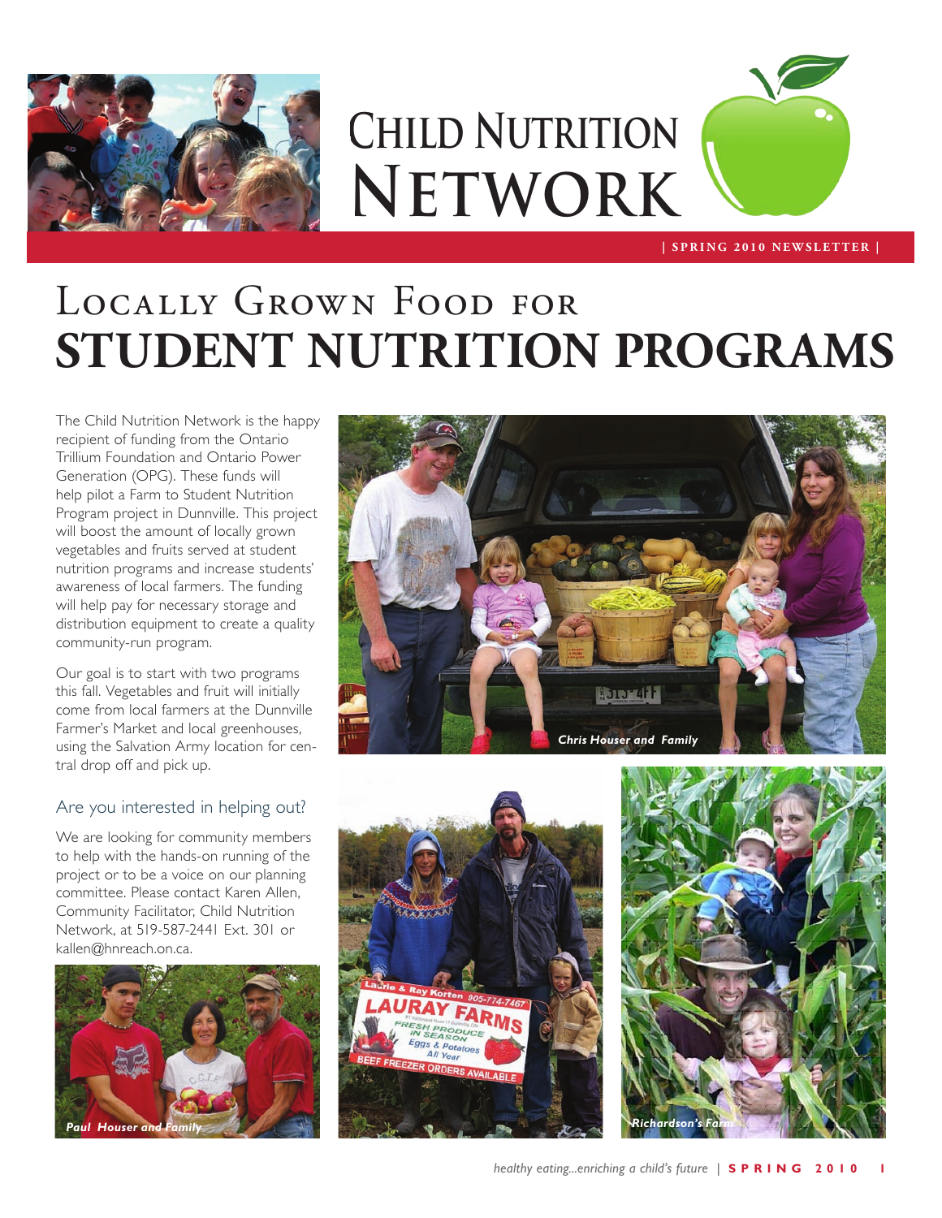# Child Nutrition Network

| SPRING 2010 NEWSLETTER |

# Locally Grown Food for STUDENT NUTRITION PROGRAMS

The Child Nutrition Network is the happy recipient of funding from the Ontario Trillium Foundation and Ontario Power Generation (OPG). These funds will help pilot a Farm to Student Nutrition Program project in Dunnville. This project will boost the amount of locally grown vegetables and fruits served at student nutrition programs and increase students' awareness of local farmers. The funding will help pay for necessary storage and distribution equipment to create a quality community-run program.

Our goal is to start with two programs this fall. Vegetables and fruit will initially come from local farmers at the Dunnville Farmer's Market and local greenhouses, using the Salvation Army location for central drop off and pick up.

## Are you interested in helping out?

We are looking for community members to help with the hands-on running of the project or to be a voice on our planning committee. Please contact Karen Allen, Community Facilitator, Child Nutrition Network, at 519-587-2441 Ext. 301 or kallen@hnreach.on.ca.

*Chris Houser and Family*

*Paul Houser and Family*

*Richardson's Farm*

healthy eating...enriching a child's future | SPRING 2010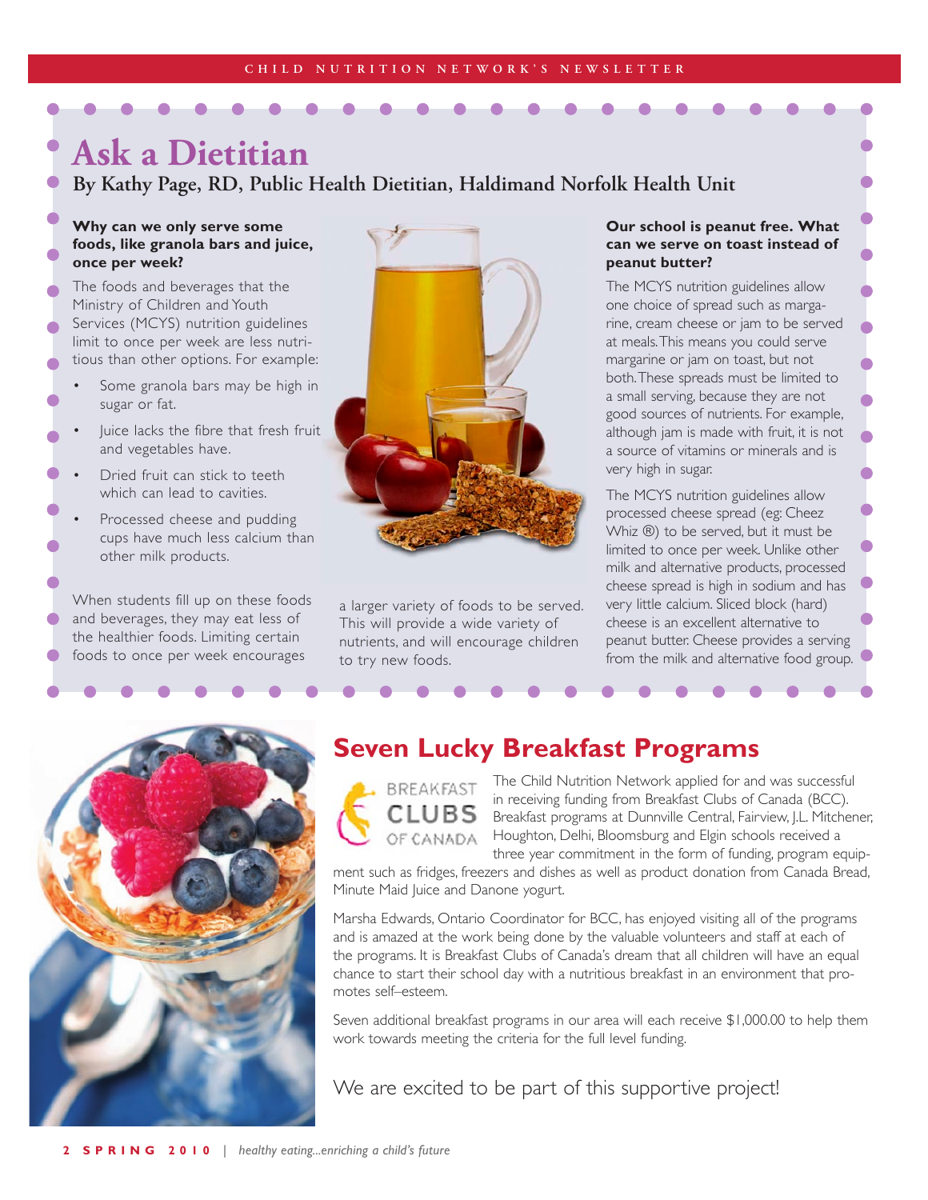# Ask a Dietitian

**By Kathy Page, RD, Public Health Dietitian, Haldimand Norfolk Health Unit**

**Why can we only serve some foods, like granola bars and juice, once per week?**

The foods and beverages that the Ministry of Children and Youth Services (MCYS) nutrition guidelines limit to once per week are less nutritious than other options. For example:

- Some granola bars may be high in sugar or fat.
- Juice lacks the fibre that fresh fruit and vegetables have.
- Dried fruit can stick to teeth which can lead to cavities.
- Processed cheese and pudding cups have much less calcium than other milk products.

When students fill up on these foods and beverages, they may eat less of the healthier foods. Limiting certain foods to once per week encourages a larger variety of foods to be served. This will provide a wide variety of nutrients, and will encourage children to try new foods.

**Our school is peanut free. What can we serve on toast instead of peanut butter?**

The MCYS nutrition guidelines allow one choice of spread such as margarine, cream cheese or jam to be served at meals. This means you could serve margarine or jam on toast, but not both. These spreads must be limited to a small serving, because they are not good sources of nutrients. For example, although jam is made with fruit, it is not a source of vitamins or minerals and is very high in sugar.

The MCYS nutrition guidelines allow processed cheese spread (eg: Cheez Whiz ®) to be served, but it must be limited to once per week. Unlike other milk and alternative products, processed cheese spread is high in sodium and has very little calcium. Sliced block (hard) cheese is an excellent alternative to peanut butter. Cheese provides a serving from the milk and alternative food group.

# Seven Lucky Breakfast Programs

The Child Nutrition Network applied for and was successful in receiving funding from Breakfast Clubs of Canada (BCC). Breakfast programs at Dunnville Central, Fairview, J.L. Mitchener, Houghton, Delhi, Bloomsburg and Elgin schools received a three year commitment in the form of funding, program equipment such as fridges, freezers and dishes as well as product donation from Canada Bread, Minute Maid Juice and Danone yogurt.

Marsha Edwards, Ontario Coordinator for BCC, has enjoyed visiting all of the programs and is amazed at the work being done by the valuable volunteers and staff at each of the programs. It is Breakfast Clubs of Canada's dream that all children will have an equal chance to start their school day with a nutritious breakfast in an environment that promotes self–esteem.

Seven additional breakfast programs in our area will each receive $1,000.00 to help them work towards meeting the criteria for the full level funding.

We are excited to be part of this supportive project!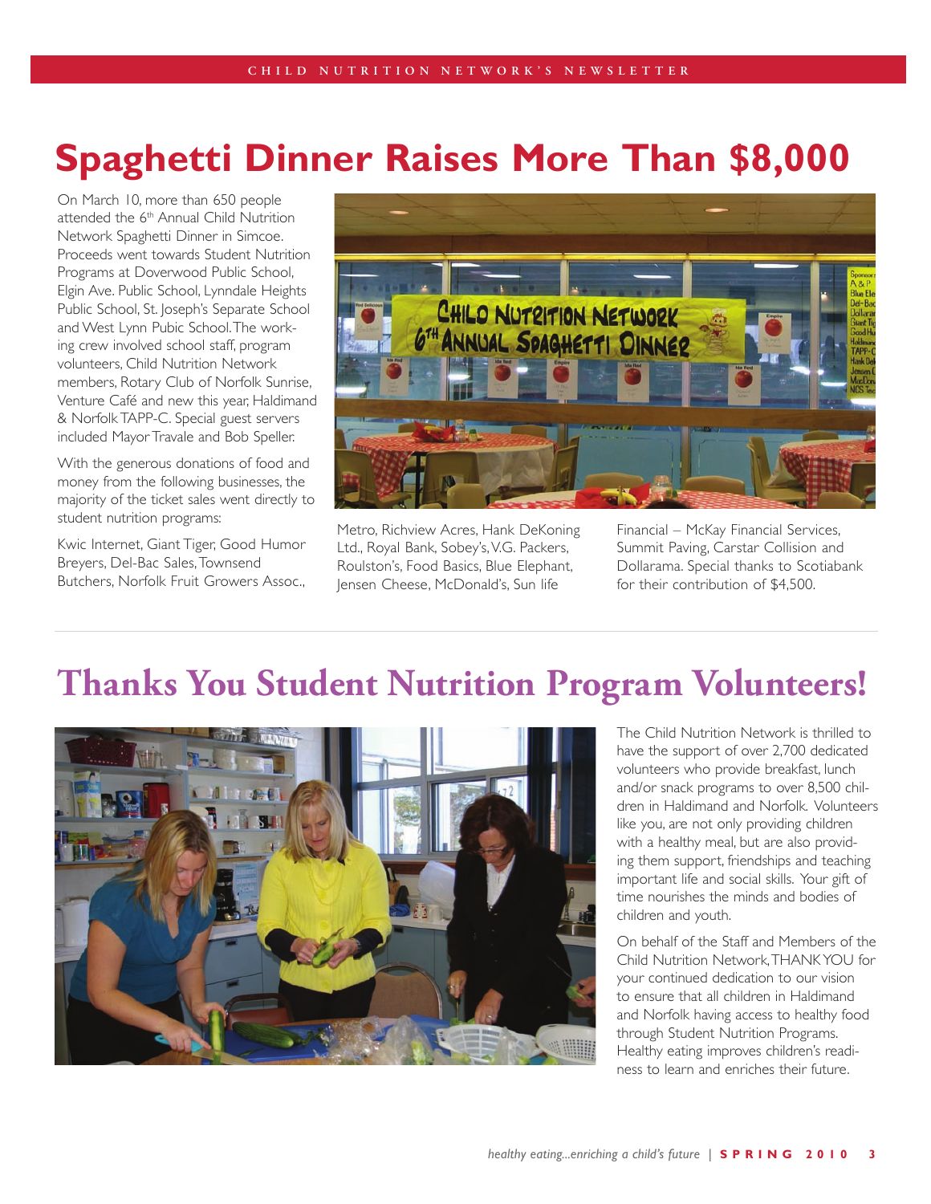# Spaghetti Dinner Raises More Than $8,000

On March 10, more than 650 people attended the 6th Annual Child Nutrition Network Spaghetti Dinner in Simcoe. Proceeds went towards Student Nutrition Programs at Doverwood Public School, Elgin Ave. Public School, Lynndale Heights Public School, St. Joseph's Separate School and West Lynn Pubic School. The working crew involved school staff, program volunteers, Child Nutrition Network members, Rotary Club of Norfolk Sunrise, Venture Café and new this year, Haldimand & Norfolk TAPP-C. Special guest servers included Mayor Travale and Bob Speller.

With the generous donations of food and money from the following businesses, the majority of the ticket sales went directly to student nutrition programs:

Kwic Internet, Giant Tiger, Good Humor Breyers, Del-Bac Sales, Townsend Butchers, Norfolk Fruit Growers Assoc., Metro, Richview Acres, Hank DeKoning Ltd., Royal Bank, Sobey's, V.G. Packers, Roulston's, Food Basics, Blue Elephant, Jensen Cheese, McDonald's, Sun life Financial – McKay Financial Services, Summit Paving, Carstar Collision and Dollarama. Special thanks to Scotiabank for their contribution of $4,500.

# Thanks You Student Nutrition Program Volunteers!

The Child Nutrition Network is thrilled to have the support of over 2,700 dedicated volunteers who provide breakfast, lunch and/or snack programs to over 8,500 children in Haldimand and Norfolk. Volunteers like you, are not only providing children with a healthy meal, but are also providing them support, friendships and teaching important life and social skills. Your gift of time nourishes the minds and bodies of children and youth.

On behalf of the Staff and Members of the Child Nutrition Network, THANK YOU for your continued dedication to our vision to ensure that all children in Haldimand and Norfolk having access to healthy food through Student Nutrition Programs. Healthy eating improves children's readiness to learn and enriches their future.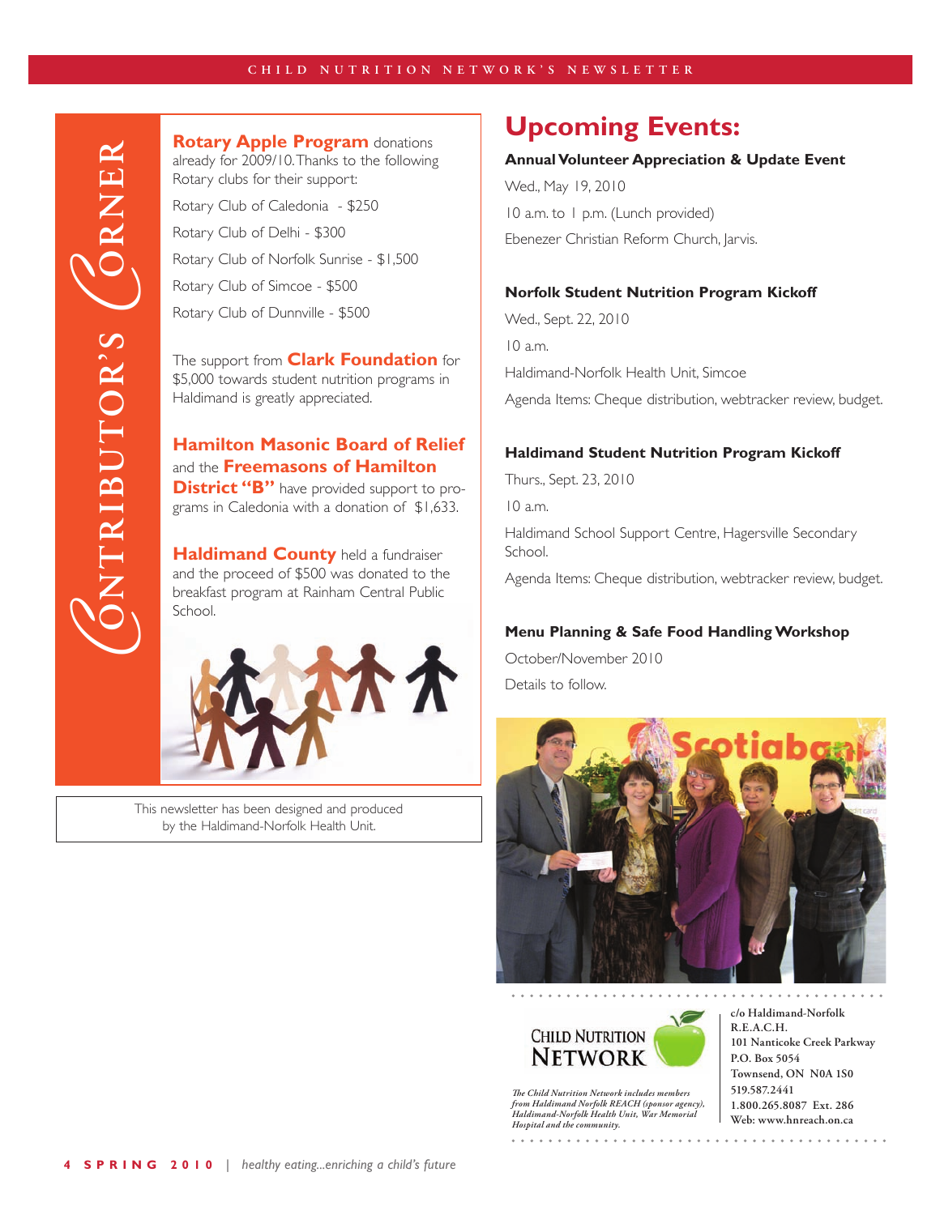## Contributor's Corner

**Rotary Apple Program** donations already for 2009/10. Thanks to the following Rotary clubs for their support:

Rotary Club of Caledonia - $250

Rotary Club of Delhi - $300

Rotary Club of Norfolk Sunrise - $1,500

Rotary Club of Simcoe - $500

Rotary Club of Dunnville - $500

The support from **Clark Foundation** for $5,000 towards student nutrition programs in Haldimand is greatly appreciated.

**Hamilton Masonic Board of Relief** and the **Freemasons of Hamilton District "B"** have provided support to programs in Caledonia with a donation of $1,633.

**Haldimand County** held a fundraiser and the proceed of $500 was donated to the breakfast program at Rainham Central Public School.

This newsletter has been designed and produced by the Haldimand-Norfolk Health Unit.

# Upcoming Events:

**Annual Volunteer Appreciation & Update Event**

Wed., May 19, 2010

10 a.m. to 1 p.m. (Lunch provided)

Ebenezer Christian Reform Church, Jarvis.

**Norfolk Student Nutrition Program Kickoff**

Wed., Sept. 22, 2010

10 a.m.

Haldimand-Norfolk Health Unit, Simcoe

Agenda Items: Cheque distribution, webtracker review, budget.

**Haldimand Student Nutrition Program Kickoff**

Thurs., Sept. 23, 2010

10 a.m.

Haldimand School Support Centre, Hagersville Secondary School.

Agenda Items: Cheque distribution, webtracker review, budget.

**Menu Planning & Safe Food Handling Workshop**

October/November 2010

Details to follow.

CHILD NUTRITION NETWORK

*The Child Nutrition Network includes members from Haldimand Norfolk REACH (sponsor agency), Haldimand-Norfolk Health Unit, War Memorial Hospital and the community.*

**c/o Haldimand-Norfolk R.E.A.C.H.**
**101 Nanticoke Creek Parkway**
**P.O. Box 5054**
**Townsend, ON N0A 1S0**
**519.587.2441**
**1.800.265.8087 Ext. 286**
**Web: www.hnreach.on.ca**